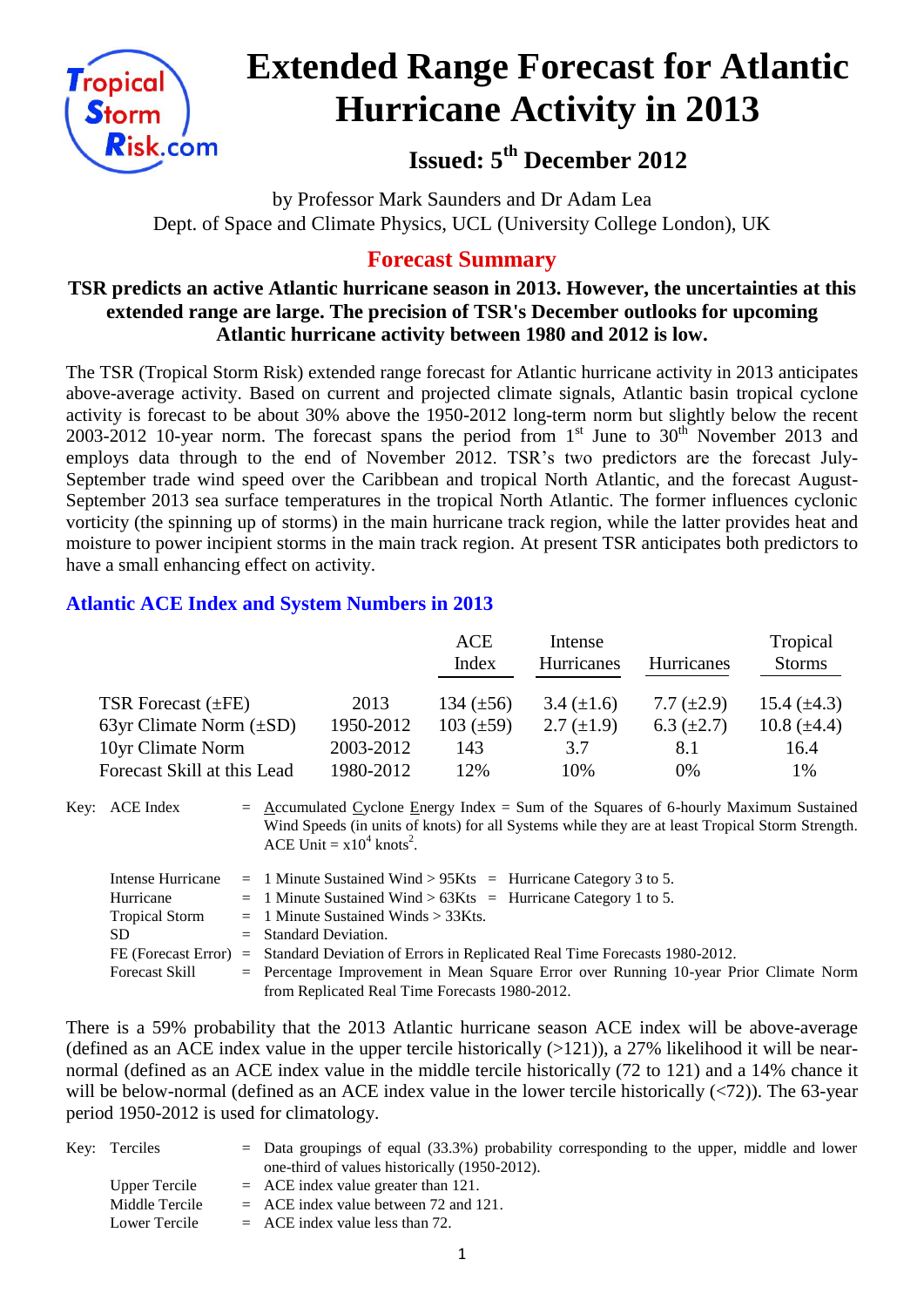# Extended Range Forecast for Atlantic Hurricane Activity in 2013

## Issued: 5th December 2012

by Professor Mark Saunders and Dr Adam Lea
Dept. of Space and Climate Physics, UCL (University College London), UK

## Forecast Summary

**TSR predicts an active Atlantic hurricane season in 2013. However, the uncertainties at this extended range are large. The precision of TSR's December outlooks for upcoming Atlantic hurricane activity between 1980 and 2012 is low.**

The TSR (Tropical Storm Risk) extended range forecast for Atlantic hurricane activity in 2013 anticipates above-average activity. Based on current and projected climate signals, Atlantic basin tropical cyclone activity is forecast to be about 30% above the 1950-2012 long-term norm but slightly below the recent 2003-2012 10-year norm. The forecast spans the period from 1st June to 30th November 2013 and employs data through to the end of November 2012. TSR's two predictors are the forecast July-September trade wind speed over the Caribbean and tropical North Atlantic, and the forecast August-September 2013 sea surface temperatures in the tropical North Atlantic. The former influences cyclonic vorticity (the spinning up of storms) in the main hurricane track region, while the latter provides heat and moisture to power incipient storms in the main track region. At present TSR anticipates both predictors to have a small enhancing effect on activity.

### Atlantic ACE Index and System Numbers in 2013

| | | ACE Index | Intense Hurricanes | Hurricanes | Tropical Storms |
|---|---|---|---|---|---|
| TSR Forecast (±FE) | 2013 | 134 (±56) | 3.4 (±1.6) | 7.7 (±2.9) | 15.4 (±4.3) |
| 63yr Climate Norm (±SD) | 1950-2012 | 103 (±59) | 2.7 (±1.9) | 6.3 (±2.7) | 10.8 (±4.4) |
| 10yr Climate Norm | 2003-2012 | 143 | 3.7 | 8.1 | 16.4 |
| Forecast Skill at this Lead | 1980-2012 | 12% | 10% | 0% | 1% |

Key:
- ACE Index = Accumulated Cyclone Energy Index = Sum of the Squares of 6-hourly Maximum Sustained Wind Speeds (in units of knots) for all Systems while they are at least Tropical Storm Strength. ACE Unit = $x10^4$ knots$^2$.
- Intense Hurricane = 1 Minute Sustained Wind > 95Kts = Hurricane Category 3 to 5.
- Hurricane = 1 Minute Sustained Wind > 63Kts = Hurricane Category 1 to 5.
- Tropical Storm = 1 Minute Sustained Winds > 33Kts.
- SD = Standard Deviation.
- FE (Forecast Error) = Standard Deviation of Errors in Replicated Real Time Forecasts 1980-2012.
- Forecast Skill = Percentage Improvement in Mean Square Error over Running 10-year Prior Climate Norm from Replicated Real Time Forecasts 1980-2012.

There is a 59% probability that the 2013 Atlantic hurricane season ACE index will be above-average (defined as an ACE index value in the upper tercile historically (>121)), a 27% likelihood it will be near-normal (defined as an ACE index value in the middle tercile historically (72 to 121) and a 14% chance it will be below-normal (defined as an ACE index value in the lower tercile historically (<72)). The 63-year period 1950-2012 is used for climatology.

Key:
- Terciles = Data groupings of equal (33.3%) probability corresponding to the upper, middle and lower one-third of values historically (1950-2012).
- Upper Tercile = ACE index value greater than 121.
- Middle Tercile = ACE index value between 72 and 121.
- Lower Tercile = ACE index value less than 72.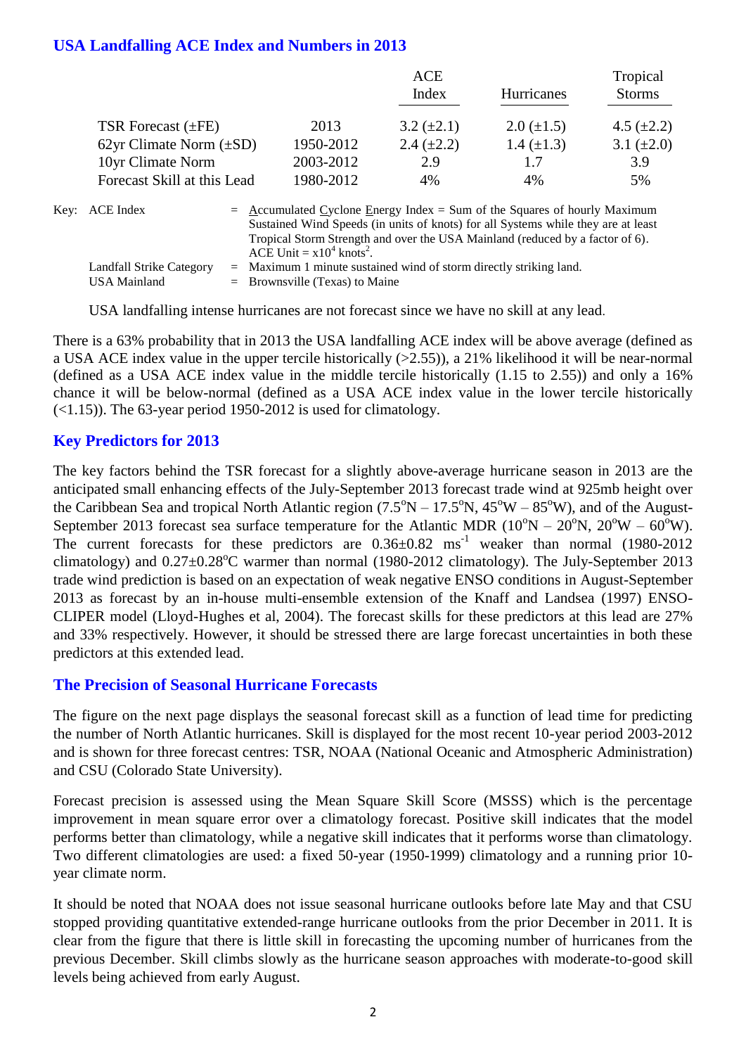## USA Landfalling ACE Index and Numbers in 2013

| | | ACE Index | Hurricanes | Tropical Storms |
|---|---|---|---|---|
| TSR Forecast (±FE) | 2013 | 3.2 (±2.1) | 2.0 (±1.5) | 4.5 (±2.2) |
| 62yr Climate Norm (±SD) | 1950-2012 | 2.4 (±2.2) | 1.4 (±1.3) | 3.1 (±2.0) |
| 10yr Climate Norm | 2003-2012 | 2.9 | 1.7 | 3.9 |
| Forecast Skill at this Lead | 1980-2012 | 4% | 4% | 5% |

Key: ACE Index = Accumulated Cyclone Energy Index = Sum of the Squares of hourly Maximum Sustained Wind Speeds (in units of knots) for all Systems while they are at least Tropical Storm Strength and over the USA Mainland (reduced by a factor of 6). ACE Unit = $x10^4$ knots$^2$.

Landfall Strike Category = Maximum 1 minute sustained wind of storm directly striking land.

USA Mainland = Brownsville (Texas) to Maine

USA landfalling intense hurricanes are not forecast since we have no skill at any lead.

There is a 63% probability that in 2013 the USA landfalling ACE index will be above average (defined as a USA ACE index value in the upper tercile historically (>2.55)), a 21% likelihood it will be near-normal (defined as a USA ACE index value in the middle tercile historically (1.15 to 2.55)) and only a 16% chance it will be below-normal (defined as a USA ACE index value in the lower tercile historically (<1.15)). The 63-year period 1950-2012 is used for climatology.

## Key Predictors for 2013

The key factors behind the TSR forecast for a slightly above-average hurricane season in 2013 are the anticipated small enhancing effects of the July-September 2013 forecast trade wind at 925mb height over the Caribbean Sea and tropical North Atlantic region (7.5°N – 17.5°N, 45°W – 85°W), and of the August-September 2013 forecast sea surface temperature for the Atlantic MDR (10°N – 20°N, 20°W – 60°W). The current forecasts for these predictors are 0.36±0.82 ms$^{-1}$ weaker than normal (1980-2012 climatology) and 0.27±0.28°C warmer than normal (1980-2012 climatology). The July-September 2013 trade wind prediction is based on an expectation of weak negative ENSO conditions in August-September 2013 as forecast by an in-house multi-ensemble extension of the Knaff and Landsea (1997) ENSO-CLIPER model (Lloyd-Hughes et al, 2004). The forecast skills for these predictors at this lead are 27% and 33% respectively. However, it should be stressed there are large forecast uncertainties in both these predictors at this extended lead.

## The Precision of Seasonal Hurricane Forecasts

The figure on the next page displays the seasonal forecast skill as a function of lead time for predicting the number of North Atlantic hurricanes. Skill is displayed for the most recent 10-year period 2003-2012 and is shown for three forecast centres: TSR, NOAA (National Oceanic and Atmospheric Administration) and CSU (Colorado State University).

Forecast precision is assessed using the Mean Square Skill Score (MSSS) which is the percentage improvement in mean square error over a climatology forecast. Positive skill indicates that the model performs better than climatology, while a negative skill indicates that it performs worse than climatology. Two different climatologies are used: a fixed 50-year (1950-1999) climatology and a running prior 10-year climate norm.

It should be noted that NOAA does not issue seasonal hurricane outlooks before late May and that CSU stopped providing quantitative extended-range hurricane outlooks from the prior December in 2011. It is clear from the figure that there is little skill in forecasting the upcoming number of hurricanes from the previous December. Skill climbs slowly as the hurricane season approaches with moderate-to-good skill levels being achieved from early August.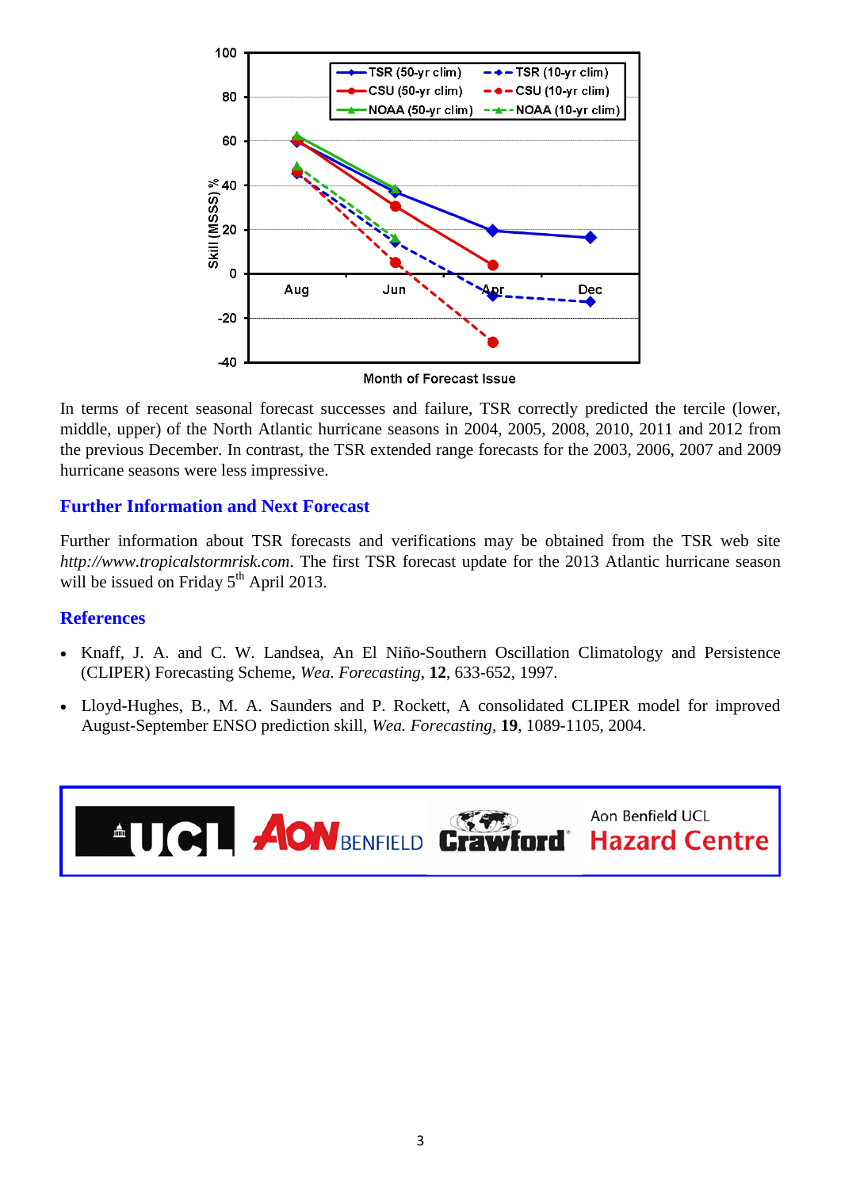100

80

60

40

20

0

-20

-40

Skill (MSSS) %

Aug

Jun

Apr

Dec

Month of Forecast Issue

TSR (50-yr clim)

TSR (10-yr clim)

CSU (50-yr clim)

CSU (10-yr clim)

NOAA (50-yr clim)

NOAA (10-yr clim)

In terms of recent seasonal forecast successes and failure, TSR correctly predicted the tercile (lower, middle, upper) of the North Atlantic hurricane seasons in 2004, 2005, 2008, 2010, 2011 and 2012 from the previous December. In contrast, the TSR extended range forecasts for the 2003, 2006, 2007 and 2009 hurricane seasons were less impressive.

## Further Information and Next Forecast

Further information about TSR forecasts and verifications may be obtained from the TSR web site *http://www.tropicalstormrisk.com*. The first TSR forecast update for the 2013 Atlantic hurricane season will be issued on Friday 5th April 2013.

## References

- Knaff, J. A. and C. W. Landsea, An El Niño-Southern Oscillation Climatology and Persistence (CLIPER) Forecasting Scheme, *Wea. Forecasting*, **12**, 633-652, 1997.
- Lloyd-Hughes, B., M. A. Saunders and P. Rockett, A consolidated CLIPER model for improved August-September ENSO prediction skill, *Wea. Forecasting*, **19**, 1089-1105, 2004.

UCL AON BENFIELD Crawford Aon Benfield UCL Hazard Centre